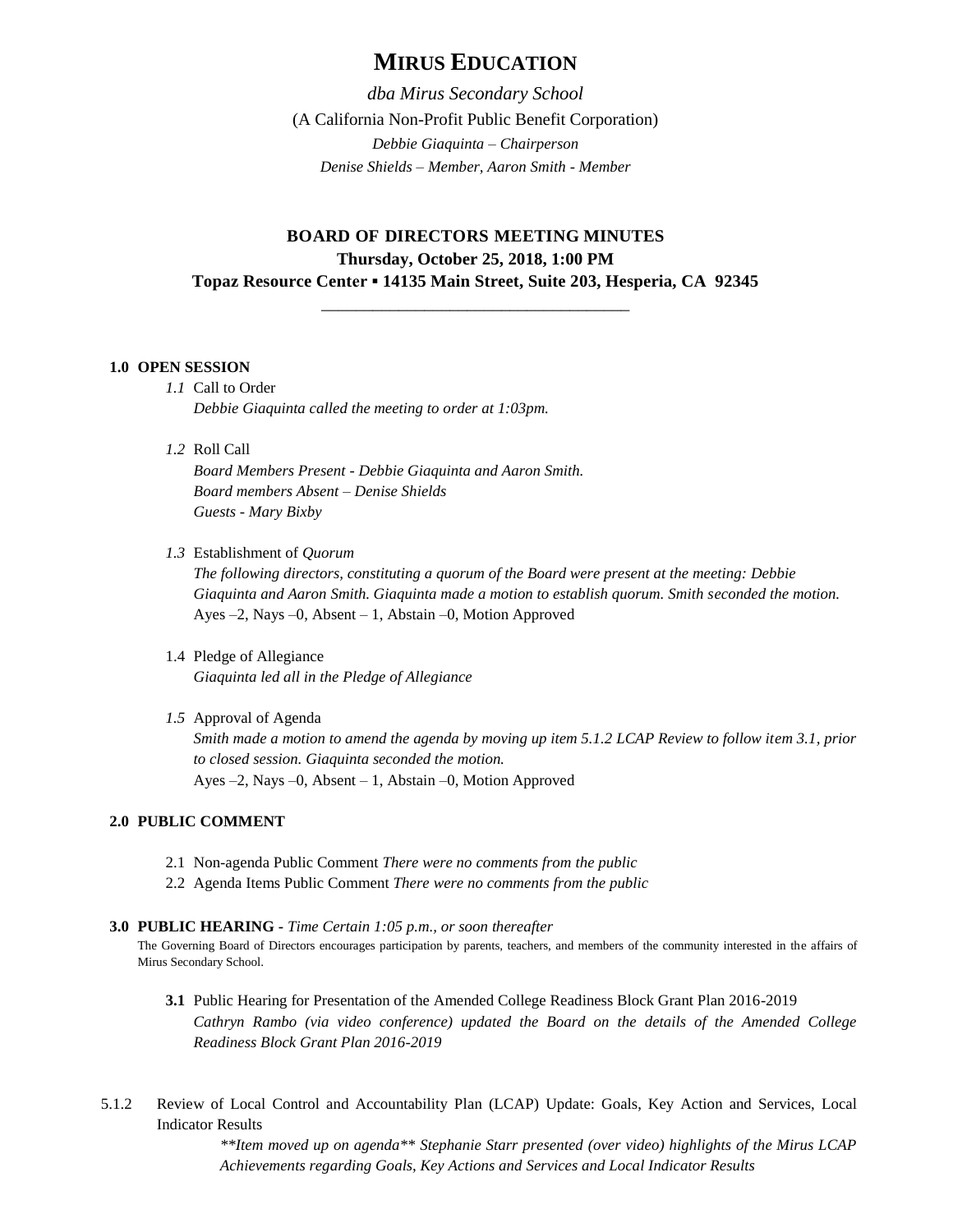# MIRUS EDUCATION

*dba Mirus Secondary School*

(A California Non-Profit Public Benefit Corporation)

*Debbie Giaquinta – Chairperson*

*Denise Shields – Member, Aaron Smith - Member*

## BOARD OF DIRECTORS MEETING MINUTES

**Thursday, October 25, 2018, 1:00 PM**

**Topaz Resource Center ▪ 14135 Main Street, Suite 203, Hesperia, CA 92345**

---

**1.0 OPEN SESSION**

*1.1* Call to Order
*Debbie Giaquinta called the meeting to order at 1:03pm.*

*1.2* Roll Call
*Board Members Present - Debbie Giaquinta and Aaron Smith.*
*Board members Absent – Denise Shields*
*Guests - Mary Bixby*

*1.3* Establishment of *Quorum*
*The following directors, constituting a quorum of the Board were present at the meeting: Debbie Giaquinta and Aaron Smith. Giaquinta made a motion to establish quorum. Smith seconded the motion.*
Ayes –2, Nays –0, Absent – 1, Abstain –0, Motion Approved

1.4 Pledge of Allegiance
*Giaquinta led all in the Pledge of Allegiance*

*1.5* Approval of Agenda
*Smith made a motion to amend the agenda by moving up item 5.1.2 LCAP Review to follow item 3.1, prior to closed session. Giaquinta seconded the motion.*
Ayes –2, Nays –0, Absent – 1, Abstain –0, Motion Approved

**2.0 PUBLIC COMMENT**

2.1 Non-agenda Public Comment *There were no comments from the public*
2.2 Agenda Items Public Comment *There were no comments from the public*

**3.0 PUBLIC HEARING -** *Time Certain 1:05 p.m., or soon thereafter*

The Governing Board of Directors encourages participation by parents, teachers, and members of the community interested in the affairs of Mirus Secondary School.

**3.1** Public Hearing for Presentation of the Amended College Readiness Block Grant Plan 2016-2019
*Cathryn Rambo (via video conference) updated the Board on the details of the Amended College Readiness Block Grant Plan 2016-2019*

5.1.2 Review of Local Control and Accountability Plan (LCAP) Update: Goals, Key Action and Services, Local Indicator Results
*\*\*Item moved up on agenda\*\* Stephanie Starr presented (over video) highlights of the Mirus LCAP Achievements regarding Goals, Key Actions and Services and Local Indicator Results*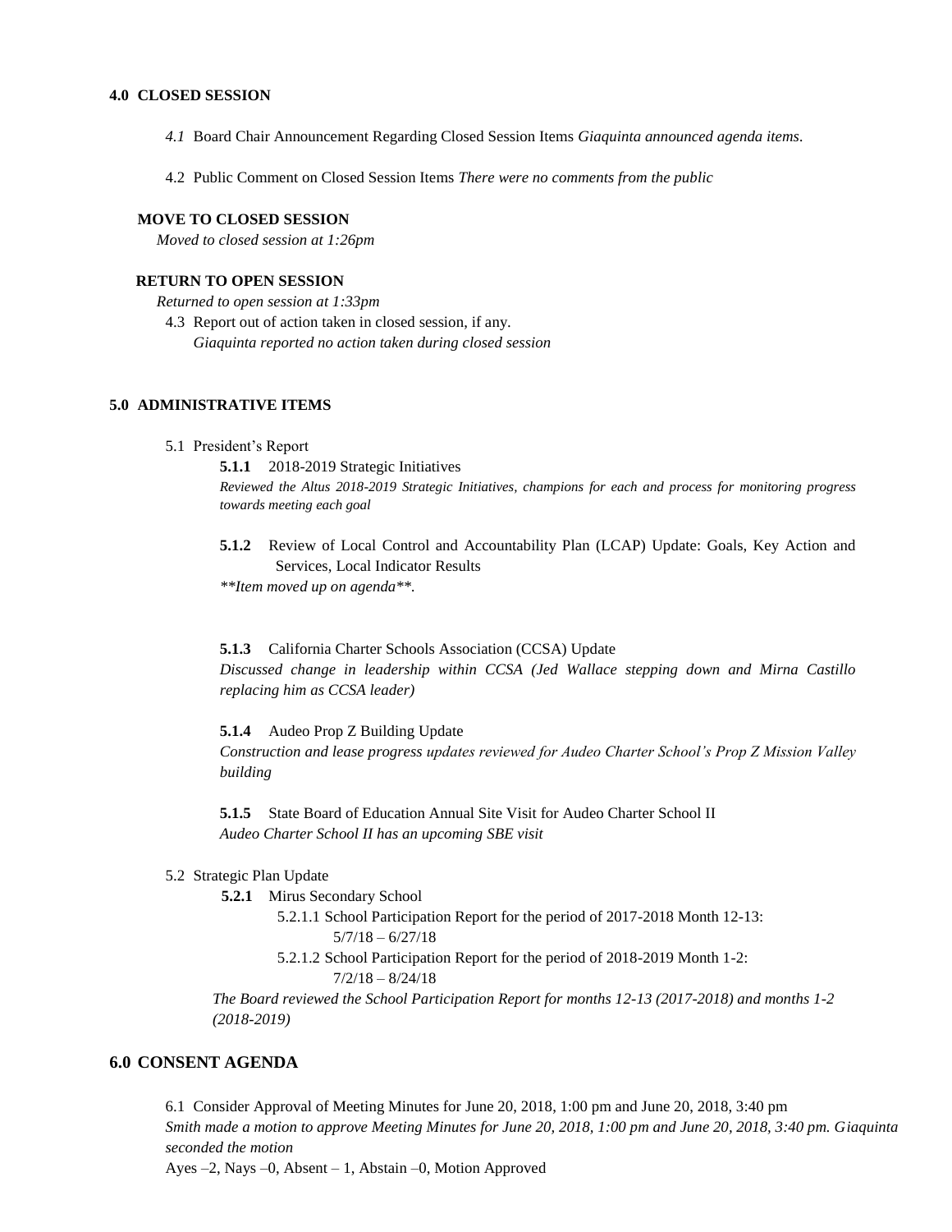**4.0 CLOSED SESSION**

*4.1* Board Chair Announcement Regarding Closed Session Items *Giaquinta announced agenda items.*

4.2 Public Comment on Closed Session Items *There were no comments from the public*

**MOVE TO CLOSED SESSION**

*Moved to closed session at 1:26pm*

**RETURN TO OPEN SESSION**

*Returned to open session at 1:33pm*

4.3 Report out of action taken in closed session, if any.
*Giaquinta reported no action taken during closed session*

**5.0 ADMINISTRATIVE ITEMS**

5.1 President's Report

**5.1.1** 2018-2019 Strategic Initiatives
*Reviewed the Altus 2018-2019 Strategic Initiatives, champions for each and process for monitoring progress towards meeting each goal*

**5.1.2** Review of Local Control and Accountability Plan (LCAP) Update: Goals, Key Action and Services, Local Indicator Results
*\*\*Item moved up on agenda\*\*.*

**5.1.3** California Charter Schools Association (CCSA) Update
*Discussed change in leadership within CCSA (Jed Wallace stepping down and Mirna Castillo replacing him as CCSA leader)*

**5.1.4** Audeo Prop Z Building Update
*Construction and lease progress updates reviewed for Audeo Charter School's Prop Z Mission Valley building*

**5.1.5** State Board of Education Annual Site Visit for Audeo Charter School II
*Audeo Charter School II has an upcoming SBE visit*

5.2 Strategic Plan Update

**5.2.1** Mirus Secondary School

5.2.1.1 School Participation Report for the period of 2017-2018 Month 12-13: 5/7/18 – 6/27/18

5.2.1.2 School Participation Report for the period of 2018-2019 Month 1-2: 7/2/18 – 8/24/18

*The Board reviewed the School Participation Report for months 12-13 (2017-2018) and months 1-2 (2018-2019)*

**6.0 CONSENT AGENDA**

6.1 Consider Approval of Meeting Minutes for June 20, 2018, 1:00 pm and June 20, 2018, 3:40 pm
*Smith made a motion to approve Meeting Minutes for June 20, 2018, 1:00 pm and June 20, 2018, 3:40 pm. Giaquinta seconded the motion*
Ayes –2, Nays –0, Absent – 1, Abstain –0, Motion Approved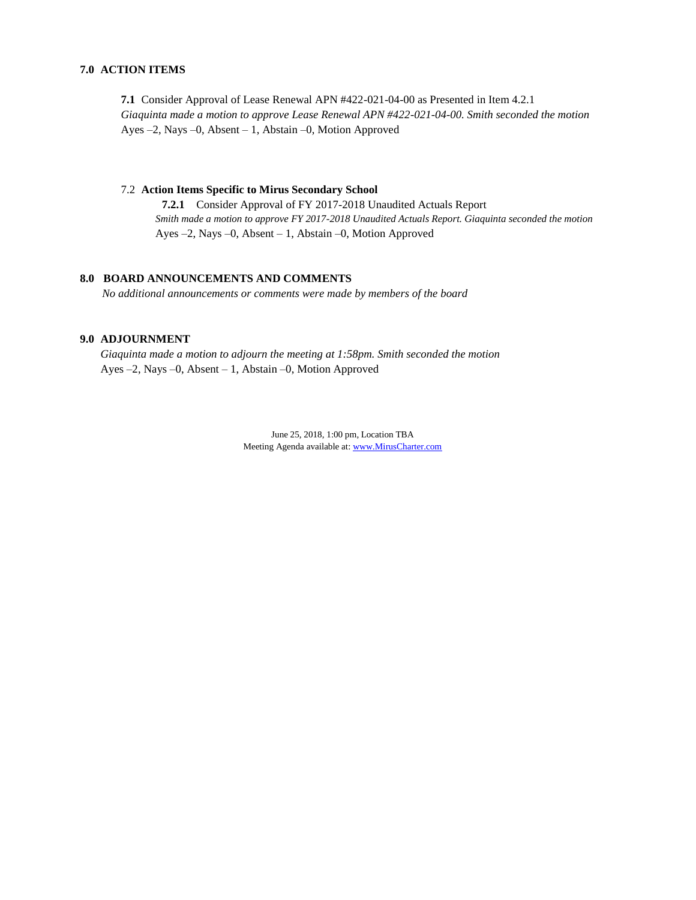## 7.0 ACTION ITEMS

**7.1** Consider Approval of Lease Renewal APN #422-021-04-00 as Presented in Item 4.2.1
*Giaquinta made a motion to approve Lease Renewal APN #422-021-04-00. Smith seconded the motion*
Ayes –2, Nays –0, Absent – 1, Abstain –0, Motion Approved

7.2 **Action Items Specific to Mirus Secondary School**

**7.2.1** Consider Approval of FY 2017-2018 Unaudited Actuals Report
*Smith made a motion to approve FY 2017-2018 Unaudited Actuals Report. Giaquinta seconded the motion*
Ayes –2, Nays –0, Absent – 1, Abstain –0, Motion Approved

## 8.0 BOARD ANNOUNCEMENTS AND COMMENTS

*No additional announcements or comments were made by members of the board*

## 9.0 ADJOURNMENT

*Giaquinta made a motion to adjourn the meeting at 1:58pm. Smith seconded the motion*
Ayes –2, Nays –0, Absent – 1, Abstain –0, Motion Approved

June 25, 2018, 1:00 pm, Location TBA
Meeting Agenda available at: [www.MirusCharter.com](http://www.MirusCharter.com)